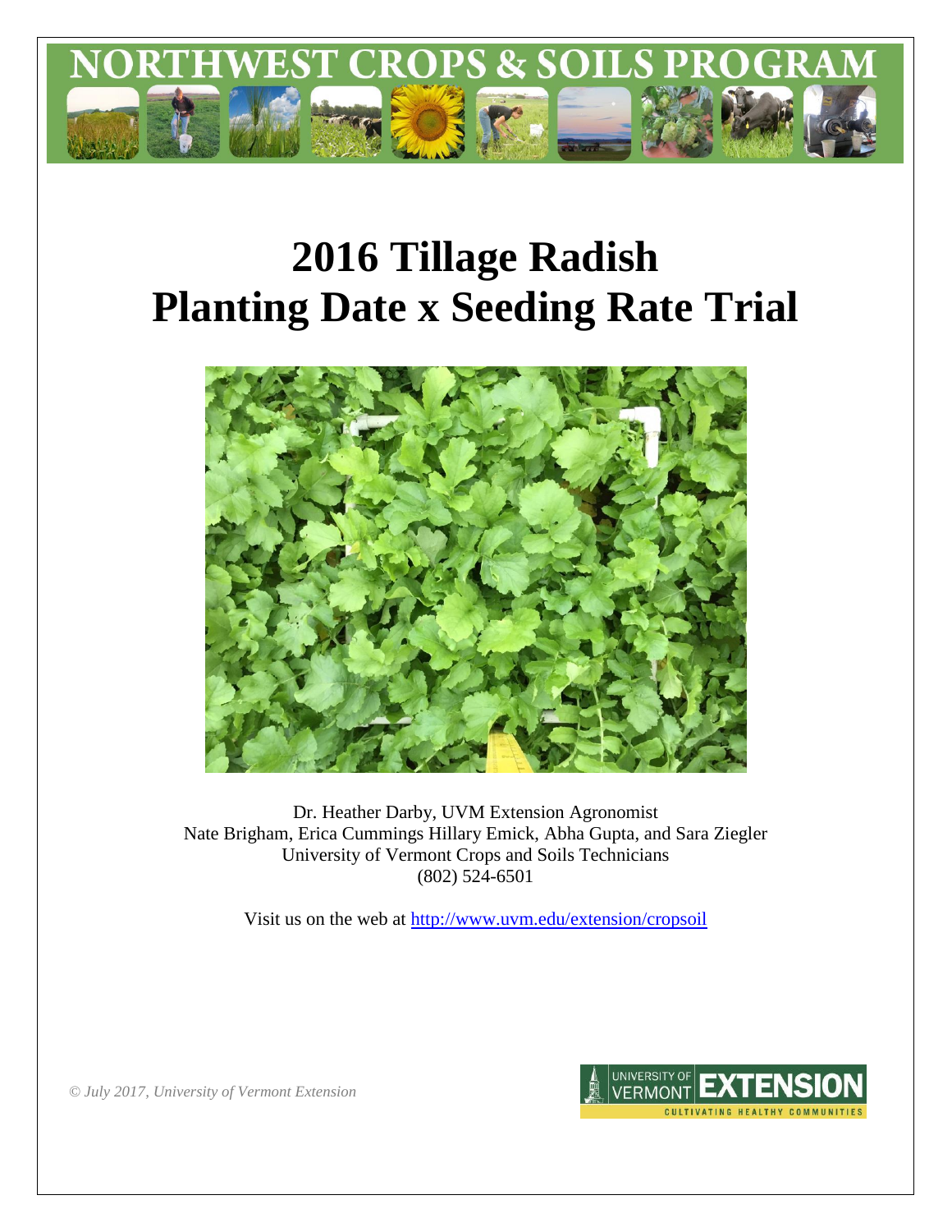# NORTHWEST CROPS & SOILS PROGRAM

# 2016 Tillage Radish Planting Date x Seeding Rate Trial

Dr. Heather Darby, UVM Extension Agronomist
Nate Brigham, Erica Cummings Hillary Emick, Abha Gupta, and Sara Ziegler
University of Vermont Crops and Soils Technicians
(802) 524-6501

Visit us on the web at http://www.uvm.edu/extension/cropsoil

*© July 2017, University of Vermont Extension*

UNIVERSITY OF VERMONT EXTENSION
CULTIVATING HEALTHY COMMUNITIES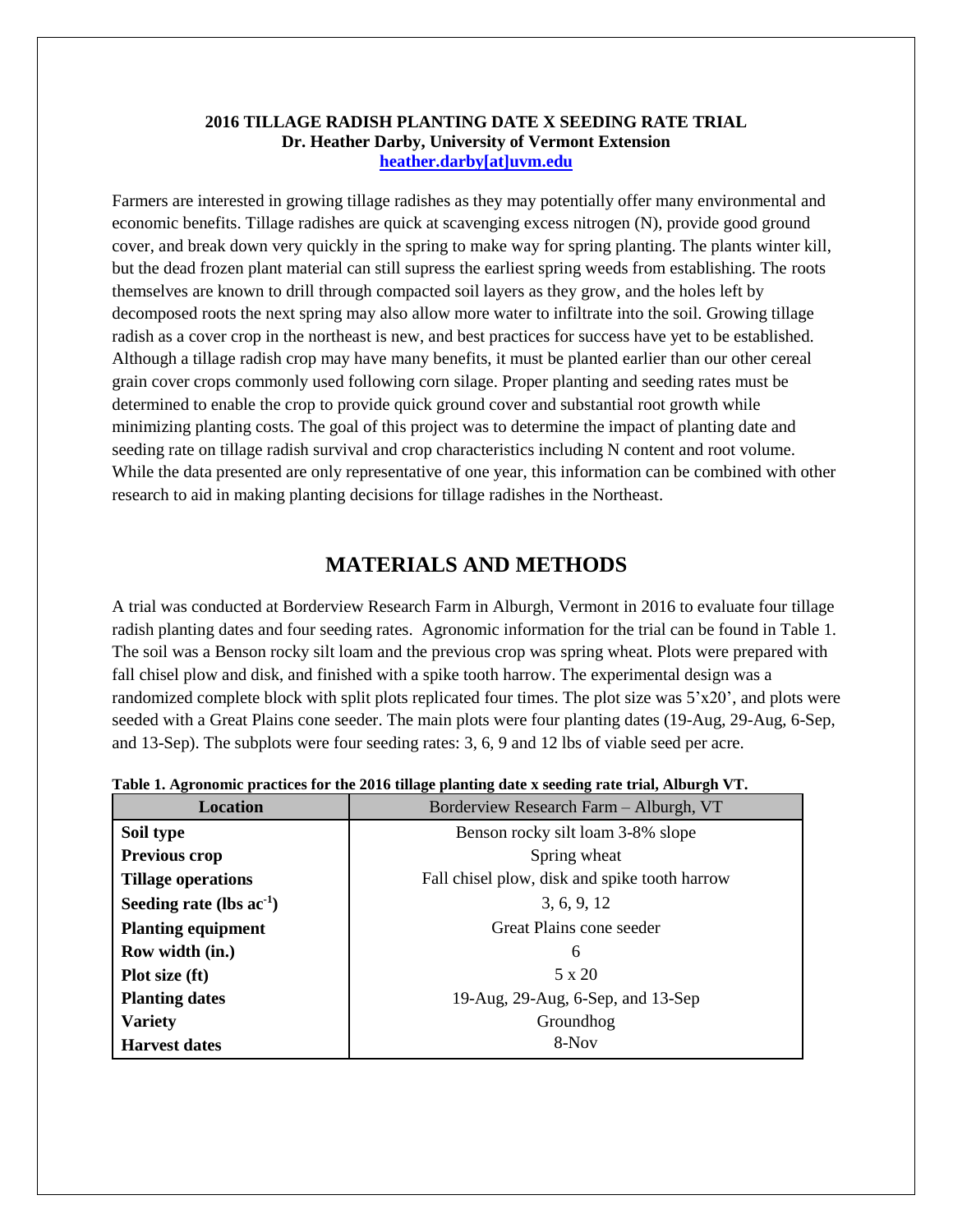**2016 TILLAGE RADISH PLANTING DATE X SEEDING RATE TRIAL**
**Dr. Heather Darby, University of Vermont Extension**
**heather.darby[at]uvm.edu**

Farmers are interested in growing tillage radishes as they may potentially offer many environmental and economic benefits. Tillage radishes are quick at scavenging excess nitrogen (N), provide good ground cover, and break down very quickly in the spring to make way for spring planting. The plants winter kill, but the dead frozen plant material can still supress the earliest spring weeds from establishing. The roots themselves are known to drill through compacted soil layers as they grow, and the holes left by decomposed roots the next spring may also allow more water to infiltrate into the soil. Growing tillage radish as a cover crop in the northeast is new, and best practices for success have yet to be established. Although a tillage radish crop may have many benefits, it must be planted earlier than our other cereal grain cover crops commonly used following corn silage. Proper planting and seeding rates must be determined to enable the crop to provide quick ground cover and substantial root growth while minimizing planting costs. The goal of this project was to determine the impact of planting date and seeding rate on tillage radish survival and crop characteristics including N content and root volume. While the data presented are only representative of one year, this information can be combined with other research to aid in making planting decisions for tillage radishes in the Northeast.

## MATERIALS AND METHODS

A trial was conducted at Borderview Research Farm in Alburgh, Vermont in 2016 to evaluate four tillage radish planting dates and four seeding rates. Agronomic information for the trial can be found in Table 1. The soil was a Benson rocky silt loam and the previous crop was spring wheat. Plots were prepared with fall chisel plow and disk, and finished with a spike tooth harrow. The experimental design was a randomized complete block with split plots replicated four times. The plot size was 5'x20', and plots were seeded with a Great Plains cone seeder. The main plots were four planting dates (19-Aug, 29-Aug, 6-Sep, and 13-Sep). The subplots were four seeding rates: 3, 6, 9 and 12 lbs of viable seed per acre.

**Table 1. Agronomic practices for the 2016 tillage planting date x seeding rate trial, Alburgh VT.**

| Location | Borderview Research Farm – Alburgh, VT |
|---|---|
| **Soil type** | Benson rocky silt loam 3-8% slope |
| **Previous crop** | Spring wheat |
| **Tillage operations** | Fall chisel plow, disk and spike tooth harrow |
| **Seeding rate (lbs ac$^{-1}$)** | 3, 6, 9, 12 |
| **Planting equipment** | Great Plains cone seeder |
| **Row width (in.)** | 6 |
| **Plot size (ft)** | 5 x 20 |
| **Planting dates** | 19-Aug, 29-Aug, 6-Sep, and 13-Sep |
| **Variety** | Groundhog |
| **Harvest dates** | 8-Nov |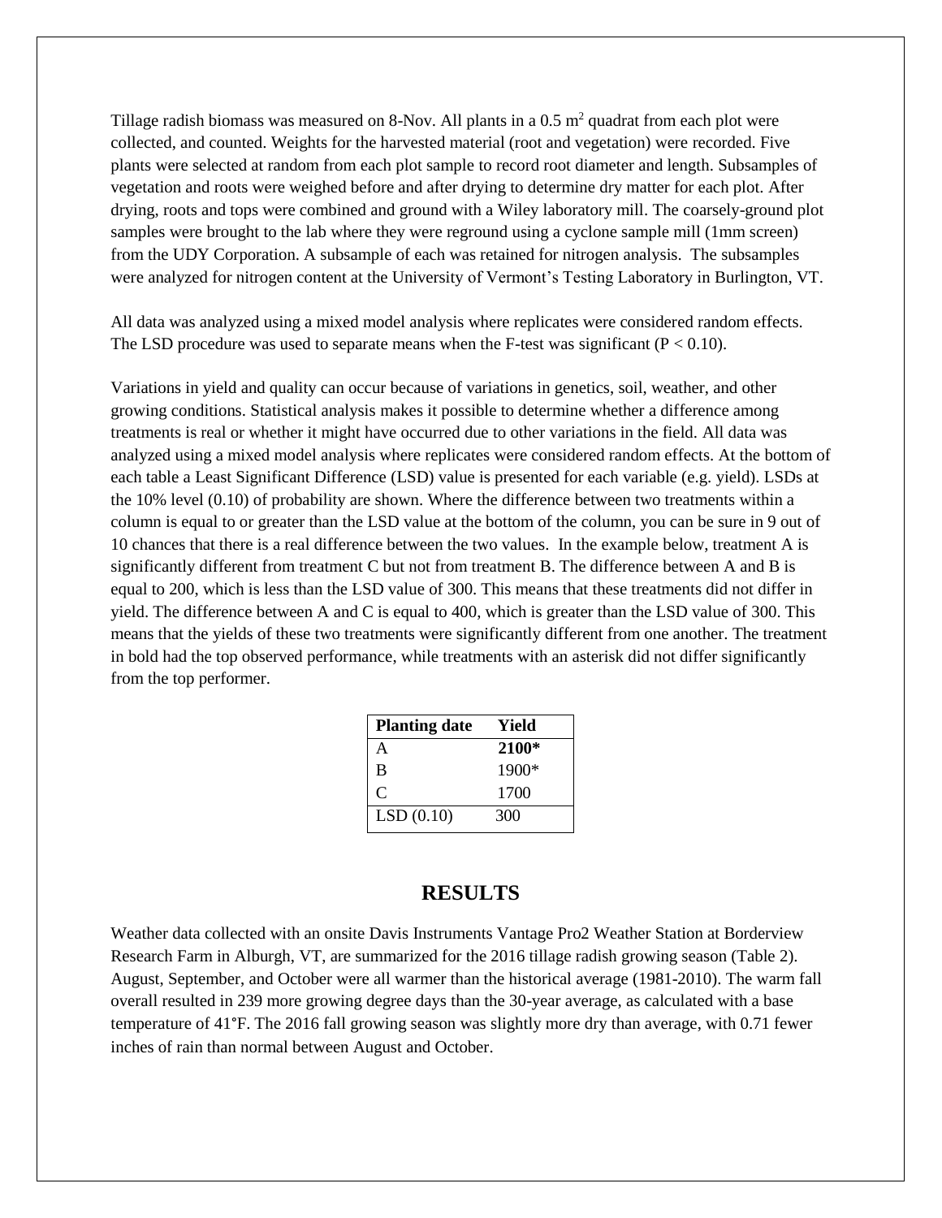Tillage radish biomass was measured on 8-Nov. All plants in a 0.5 $m^2$ quadrat from each plot were collected, and counted. Weights for the harvested material (root and vegetation) were recorded. Five plants were selected at random from each plot sample to record root diameter and length. Subsamples of vegetation and roots were weighed before and after drying to determine dry matter for each plot. After drying, roots and tops were combined and ground with a Wiley laboratory mill. The coarsely-ground plot samples were brought to the lab where they were reground using a cyclone sample mill (1mm screen) from the UDY Corporation. A subsample of each was retained for nitrogen analysis. The subsamples were analyzed for nitrogen content at the University of Vermont's Testing Laboratory in Burlington, VT.

All data was analyzed using a mixed model analysis where replicates were considered random effects. The LSD procedure was used to separate means when the F-test was significant ($P < 0.10$).

Variations in yield and quality can occur because of variations in genetics, soil, weather, and other growing conditions. Statistical analysis makes it possible to determine whether a difference among treatments is real or whether it might have occurred due to other variations in the field. All data was analyzed using a mixed model analysis where replicates were considered random effects. At the bottom of each table a Least Significant Difference (LSD) value is presented for each variable (e.g. yield). LSDs at the 10% level (0.10) of probability are shown. Where the difference between two treatments within a column is equal to or greater than the LSD value at the bottom of the column, you can be sure in 9 out of 10 chances that there is a real difference between the two values. In the example below, treatment A is significantly different from treatment C but not from treatment B. The difference between A and B is equal to 200, which is less than the LSD value of 300. This means that these treatments did not differ in yield. The difference between A and C is equal to 400, which is greater than the LSD value of 300. This means that the yields of these two treatments were significantly different from one another. The treatment in bold had the top observed performance, while treatments with an asterisk did not differ significantly from the top performer.

| Planting date | Yield |
|---|---|
| A | **2100*** |
| B | 1900* |
| C | 1700 |
| LSD (0.10) | 300 |

## RESULTS

Weather data collected with an onsite Davis Instruments Vantage Pro2 Weather Station at Borderview Research Farm in Alburgh, VT, are summarized for the 2016 tillage radish growing season (Table 2). August, September, and October were all warmer than the historical average (1981-2010). The warm fall overall resulted in 239 more growing degree days than the 30-year average, as calculated with a base temperature of 41°F. The 2016 fall growing season was slightly more dry than average, with 0.71 fewer inches of rain than normal between August and October.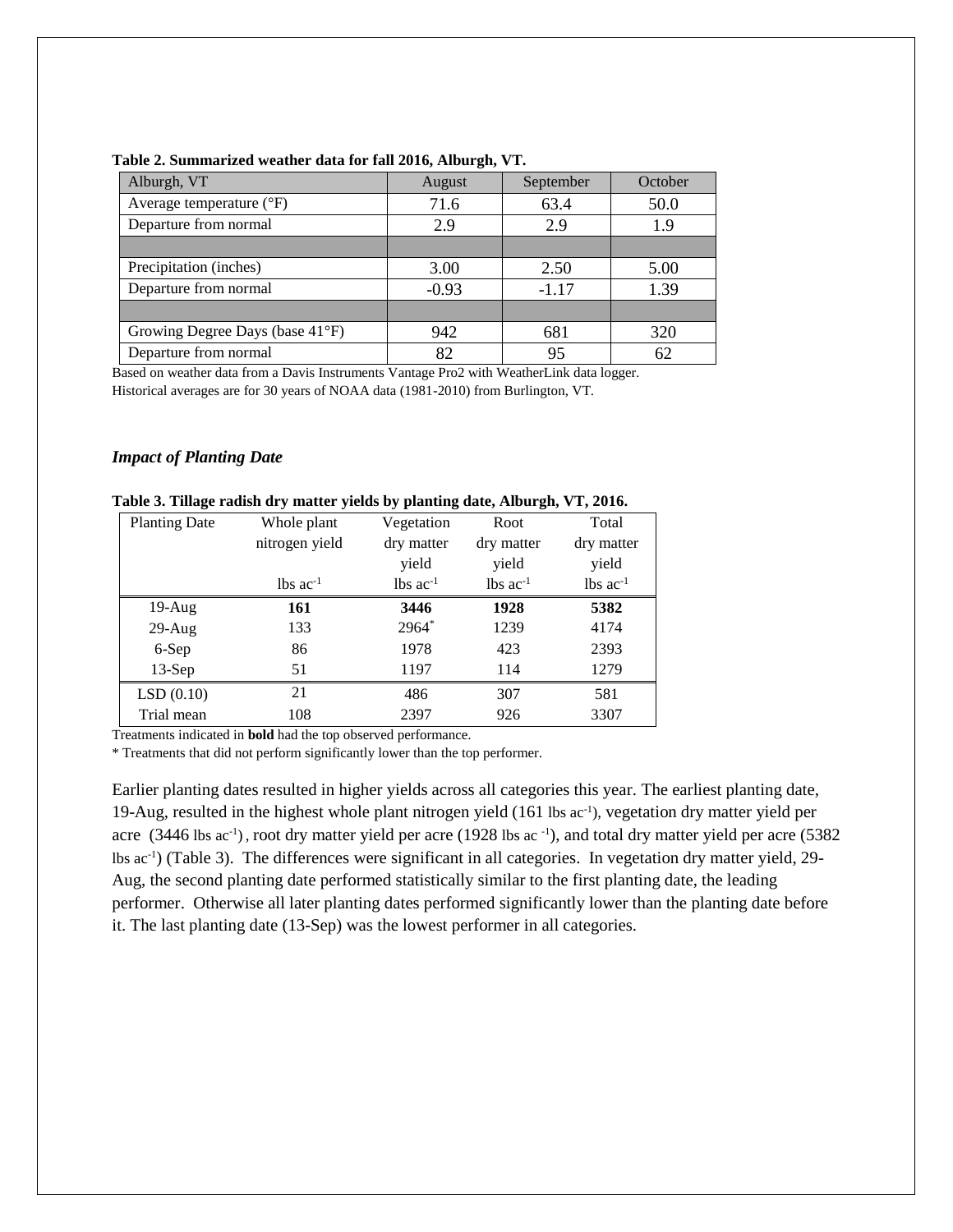**Table 2. Summarized weather data for fall 2016, Alburgh, VT.**

| Alburgh, VT | August | September | October |
|---|---|---|---|
| Average temperature (°F) | 71.6 | 63.4 | 50.0 |
| Departure from normal | 2.9 | 2.9 | 1.9 |
| | | | |
| Precipitation (inches) | 3.00 | 2.50 | 5.00 |
| Departure from normal | -0.93 | -1.17 | 1.39 |
| | | | |
| Growing Degree Days (base 41°F) | 942 | 681 | 320 |
| Departure from normal | 82 | 95 | 62 |

Based on weather data from a Davis Instruments Vantage Pro2 with WeatherLink data logger.
Historical averages are for 30 years of NOAA data (1981-2010) from Burlington, VT.

### *Impact of Planting Date*

**Table 3. Tillage radish dry matter yields by planting date, Alburgh, VT, 2016.**

| Planting Date | Whole plant nitrogen yield | Vegetation dry matter yield | Root dry matter yield | Total dry matter yield |
|---|---|---|---|---|
| | lbs $ac^{-1}$ | lbs $ac^{-1}$ | lbs $ac^{-1}$ | lbs $ac^{-1}$ |
| 19-Aug | **161** | **3446** | **1928** | **5382** |
| 29-Aug | 133 | 2964* | 1239 | 4174 |
| 6-Sep | 86 | 1978 | 423 | 2393 |
| 13-Sep | 51 | 1197 | 114 | 1279 |
| LSD (0.10) | 21 | 486 | 307 | 581 |
| Trial mean | 108 | 2397 | 926 | 3307 |

Treatments indicated in **bold** had the top observed performance.
* Treatments that did not perform significantly lower than the top performer.

Earlier planting dates resulted in higher yields across all categories this year. The earliest planting date, 19-Aug, resulted in the highest whole plant nitrogen yield (161 lbs $ac^{-1}$), vegetation dry matter yield per acre (3446 lbs $ac^{-1}$), root dry matter yield per acre (1928 lbs $ac^{-1}$), and total dry matter yield per acre (5382 lbs $ac^{-1}$) (Table 3). The differences were significant in all categories. In vegetation dry matter yield, 29-Aug, the second planting date performed statistically similar to the first planting date, the leading performer. Otherwise all later planting dates performed significantly lower than the planting date before it. The last planting date (13-Sep) was the lowest performer in all categories.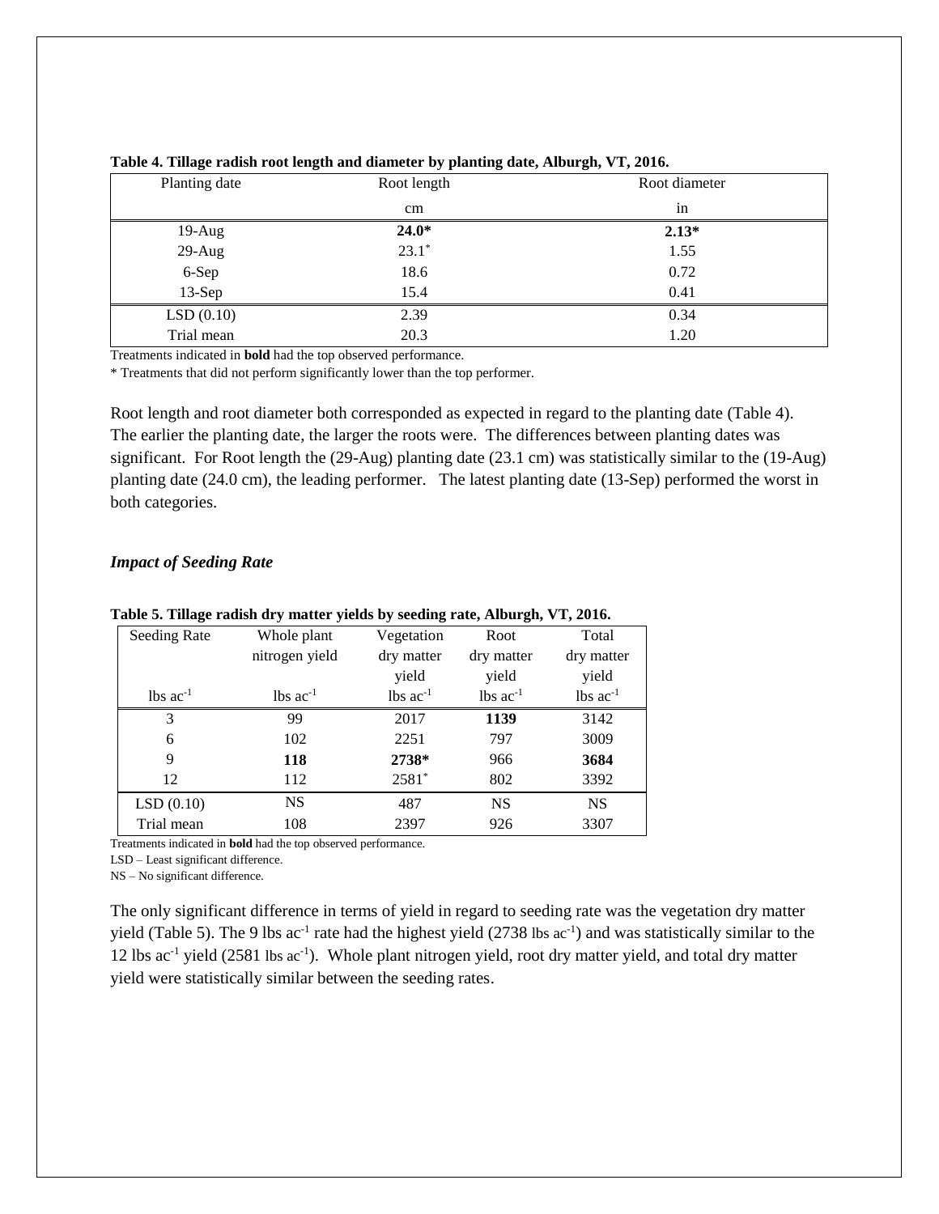**Table 4. Tillage radish root length and diameter by planting date, Alburgh, VT, 2016.**

| Planting date | Root length | Root diameter |
|---|---|---|
| | cm | in |
| 19-Aug | **24.0*** | **2.13*** |
| 29-Aug | 23.1* | 1.55 |
| 6-Sep | 18.6 | 0.72 |
| 13-Sep | 15.4 | 0.41 |
| LSD (0.10) | 2.39 | 0.34 |
| Trial mean | 20.3 | 1.20 |

Treatments indicated in **bold** had the top observed performance.
* Treatments that did not perform significantly lower than the top performer.

Root length and root diameter both corresponded as expected in regard to the planting date (Table 4). The earlier the planting date, the larger the roots were. The differences between planting dates was significant. For Root length the (29-Aug) planting date (23.1 cm) was statistically similar to the (19-Aug) planting date (24.0 cm), the leading performer. The latest planting date (13-Sep) performed the worst in both categories.

### *Impact of Seeding Rate*

**Table 5. Tillage radish dry matter yields by seeding rate, Alburgh, VT, 2016.**

| Seeding Rate | Whole plant nitrogen yield | Vegetation dry matter yield | Root dry matter yield | Total dry matter yield |
|---|---|---|---|---|
| lbs $ac^{-1}$ | lbs $ac^{-1}$ | lbs $ac^{-1}$ | lbs $ac^{-1}$ | lbs $ac^{-1}$ |
| 3 | 99 | 2017 | **1139** | 3142 |
| 6 | 102 | 2251 | 797 | 3009 |
| 9 | **118** | **2738*** | 966 | **3684** |
| 12 | 112 | 2581* | 802 | 3392 |
| LSD (0.10) | NS | 487 | NS | NS |
| Trial mean | 108 | 2397 | 926 | 3307 |

Treatments indicated in **bold** had the top observed performance.
LSD – Least significant difference.
NS – No significant difference.

The only significant difference in terms of yield in regard to seeding rate was the vegetation dry matter yield (Table 5). The 9 lbs $ac^{-1}$ rate had the highest yield (2738 lbs $ac^{-1}$) and was statistically similar to the 12 lbs $ac^{-1}$ yield (2581 lbs $ac^{-1}$). Whole plant nitrogen yield, root dry matter yield, and total dry matter yield were statistically similar between the seeding rates.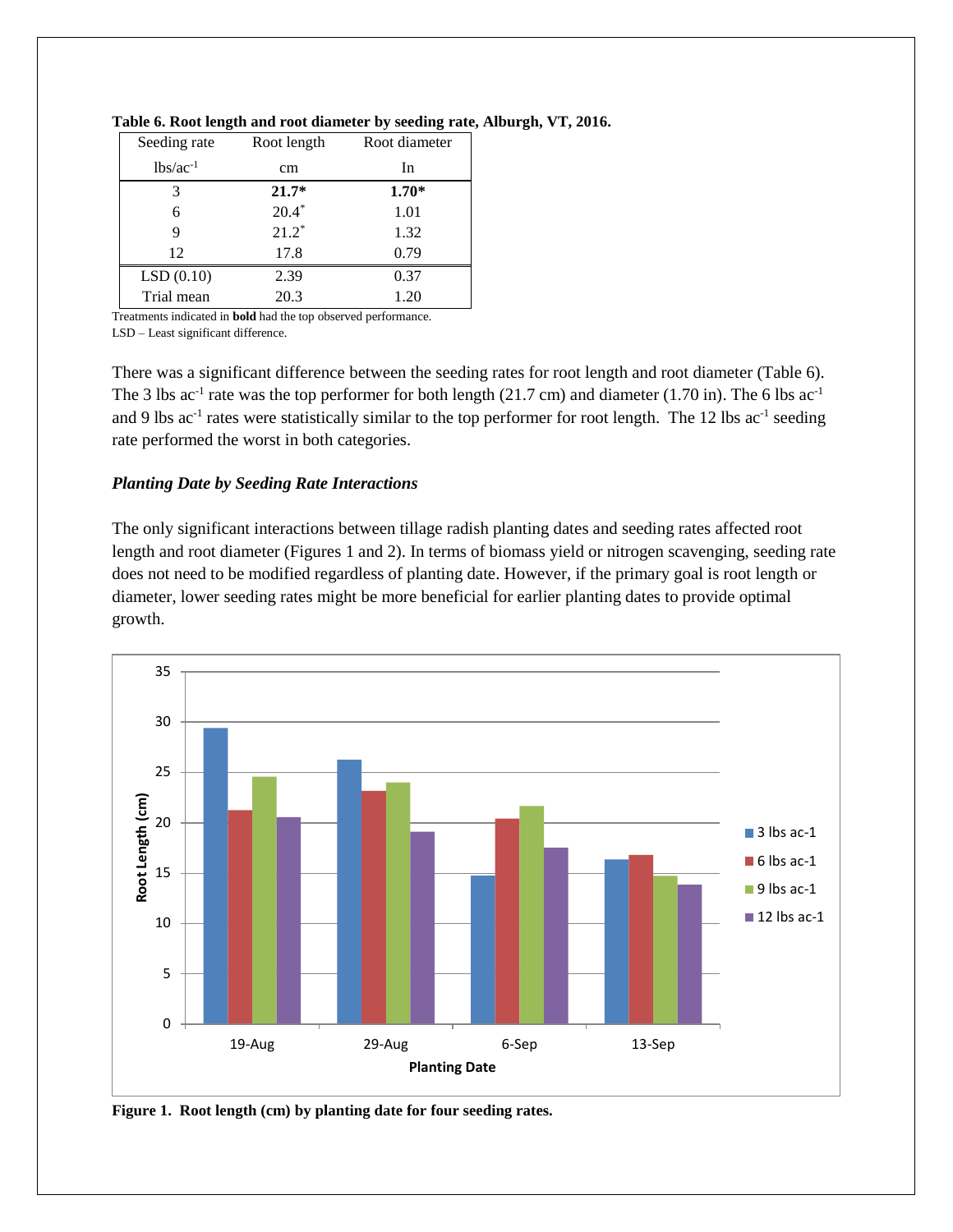**Table 6. Root length and root diameter by seeding rate, Alburgh, VT, 2016.**

| Seeding rate | Root length | Root diameter |
|---|---|---|
| $lbs/ac^{-1}$ | cm | In |
| 3 | **21.7*** | **1.70*** |
| 6 | 20.4* | 1.01 |
| 9 | 21.2* | 1.32 |
| 12 | 17.8 | 0.79 |
| LSD (0.10) | 2.39 | 0.37 |
| Trial mean | 20.3 | 1.20 |

Treatments indicated in **bold** had the top observed performance.
LSD – Least significant difference.

There was a significant difference between the seeding rates for root length and root diameter (Table 6). The 3 lbs $ac^{-1}$ rate was the top performer for both length (21.7 cm) and diameter (1.70 in). The 6 lbs $ac^{-1}$ and 9 lbs $ac^{-1}$ rates were statistically similar to the top performer for root length. The 12 lbs $ac^{-1}$ seeding rate performed the worst in both categories.

### *Planting Date by Seeding Rate Interactions*

The only significant interactions between tillage radish planting dates and seeding rates affected root length and root diameter (Figures 1 and 2). In terms of biomass yield or nitrogen scavenging, seeding rate does not need to be modified regardless of planting date. However, if the primary goal is root length or diameter, lower seeding rates might be more beneficial for earlier planting dates to provide optimal growth.

**Figure 1. Root length (cm) by planting date for four seeding rates.**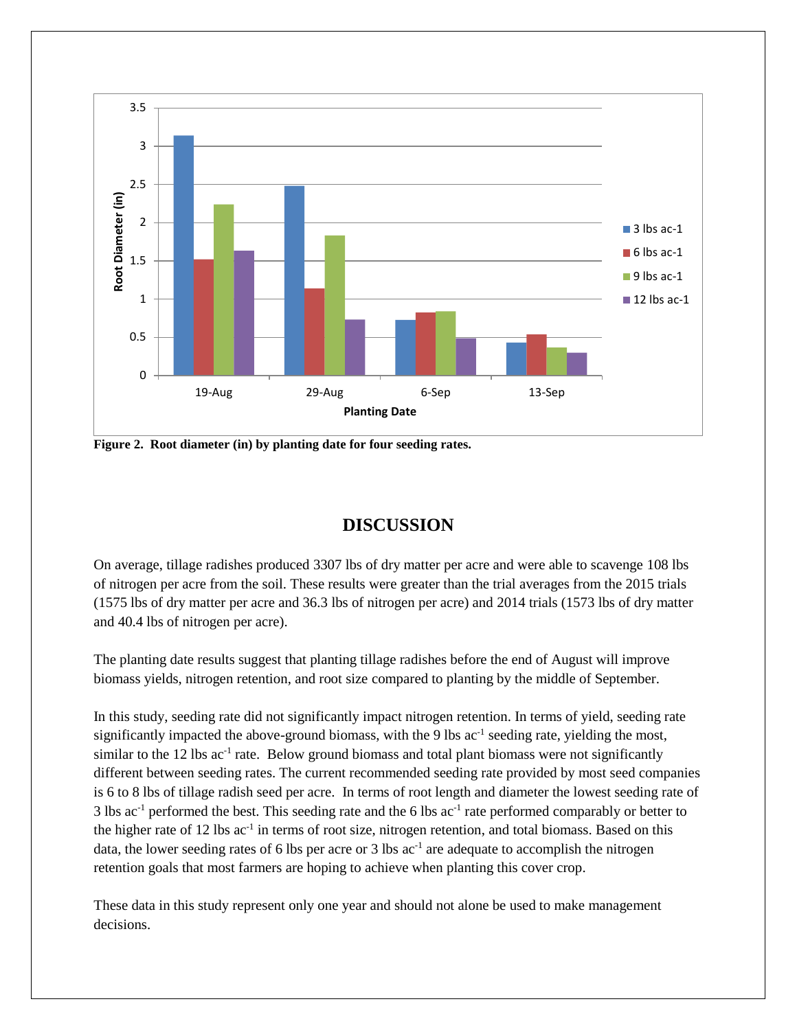Figure 2. Root diameter (in) by planting date for four seeding rates.

## DISCUSSION

On average, tillage radishes produced 3307 lbs of dry matter per acre and were able to scavenge 108 lbs of nitrogen per acre from the soil. These results were greater than the trial averages from the 2015 trials (1575 lbs of dry matter per acre and 36.3 lbs of nitrogen per acre) and 2014 trials (1573 lbs of dry matter and 40.4 lbs of nitrogen per acre).

The planting date results suggest that planting tillage radishes before the end of August will improve biomass yields, nitrogen retention, and root size compared to planting by the middle of September.

In this study, seeding rate did not significantly impact nitrogen retention. In terms of yield, seeding rate significantly impacted the above-ground biomass, with the 9 lbs $ac^{-1}$ seeding rate, yielding the most, similar to the 12 lbs $ac^{-1}$ rate. Below ground biomass and total plant biomass were not significantly different between seeding rates. The current recommended seeding rate provided by most seed companies is 6 to 8 lbs of tillage radish seed per acre. In terms of root length and diameter the lowest seeding rate of 3 lbs $ac^{-1}$ performed the best. This seeding rate and the 6 lbs $ac^{-1}$ rate performed comparably or better to the higher rate of 12 lbs $ac^{-1}$ in terms of root size, nitrogen retention, and total biomass. Based on this data, the lower seeding rates of 6 lbs per acre or 3 lbs $ac^{-1}$ are adequate to accomplish the nitrogen retention goals that most farmers are hoping to achieve when planting this cover crop.

These data in this study represent only one year and should not alone be used to make management decisions.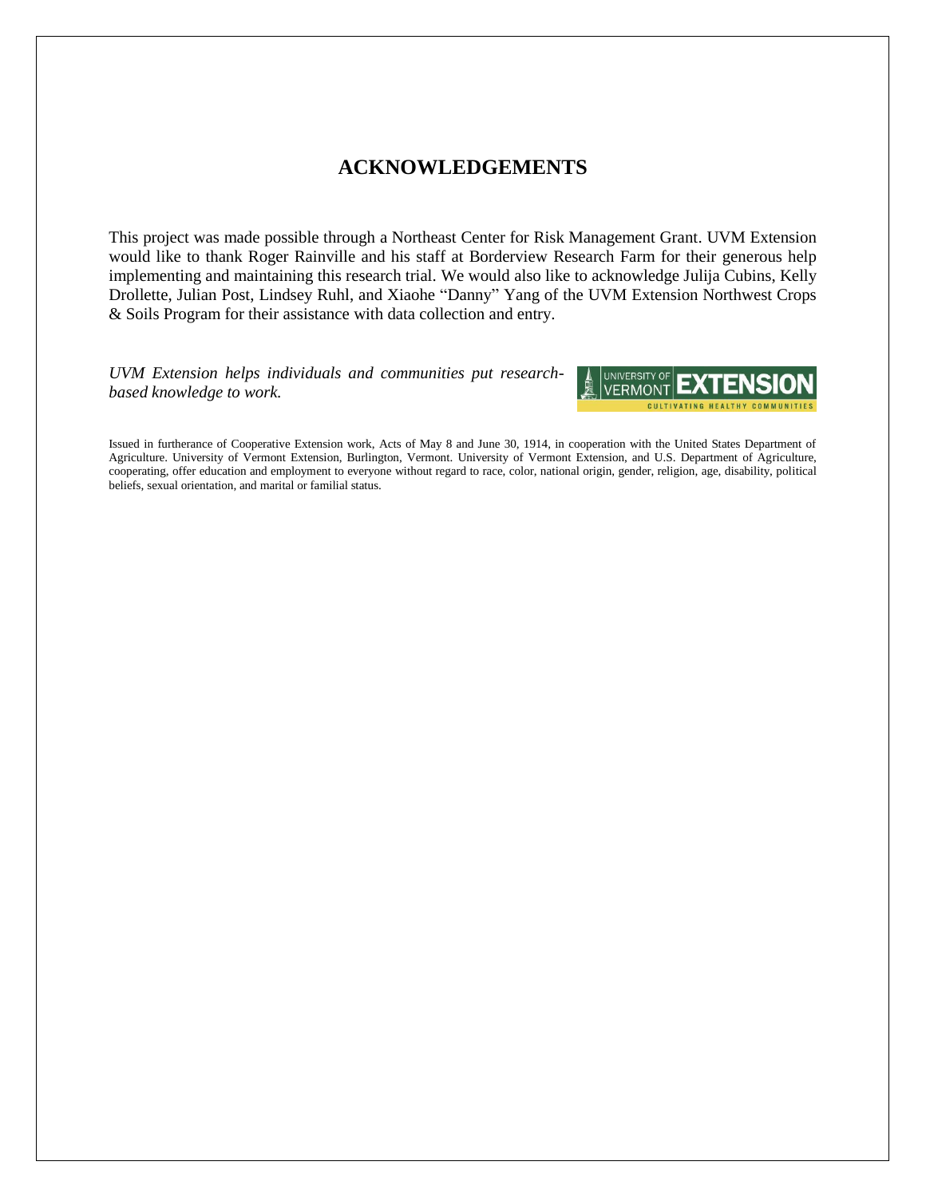## ACKNOWLEDGEMENTS

This project was made possible through a Northeast Center for Risk Management Grant. UVM Extension would like to thank Roger Rainville and his staff at Borderview Research Farm for their generous help implementing and maintaining this research trial. We would also like to acknowledge Julija Cubins, Kelly Drollette, Julian Post, Lindsey Ruhl, and Xiaohe "Danny" Yang of the UVM Extension Northwest Crops & Soils Program for their assistance with data collection and entry.

*UVM Extension helps individuals and communities put research-based knowledge to work.*

UNIVERSITY OF VERMONT EXTENSION
CULTIVATING HEALTHY COMMUNITIES

Issued in furtherance of Cooperative Extension work, Acts of May 8 and June 30, 1914, in cooperation with the United States Department of Agriculture. University of Vermont Extension, Burlington, Vermont. University of Vermont Extension, and U.S. Department of Agriculture, cooperating, offer education and employment to everyone without regard to race, color, national origin, gender, religion, age, disability, political beliefs, sexual orientation, and marital or familial status.